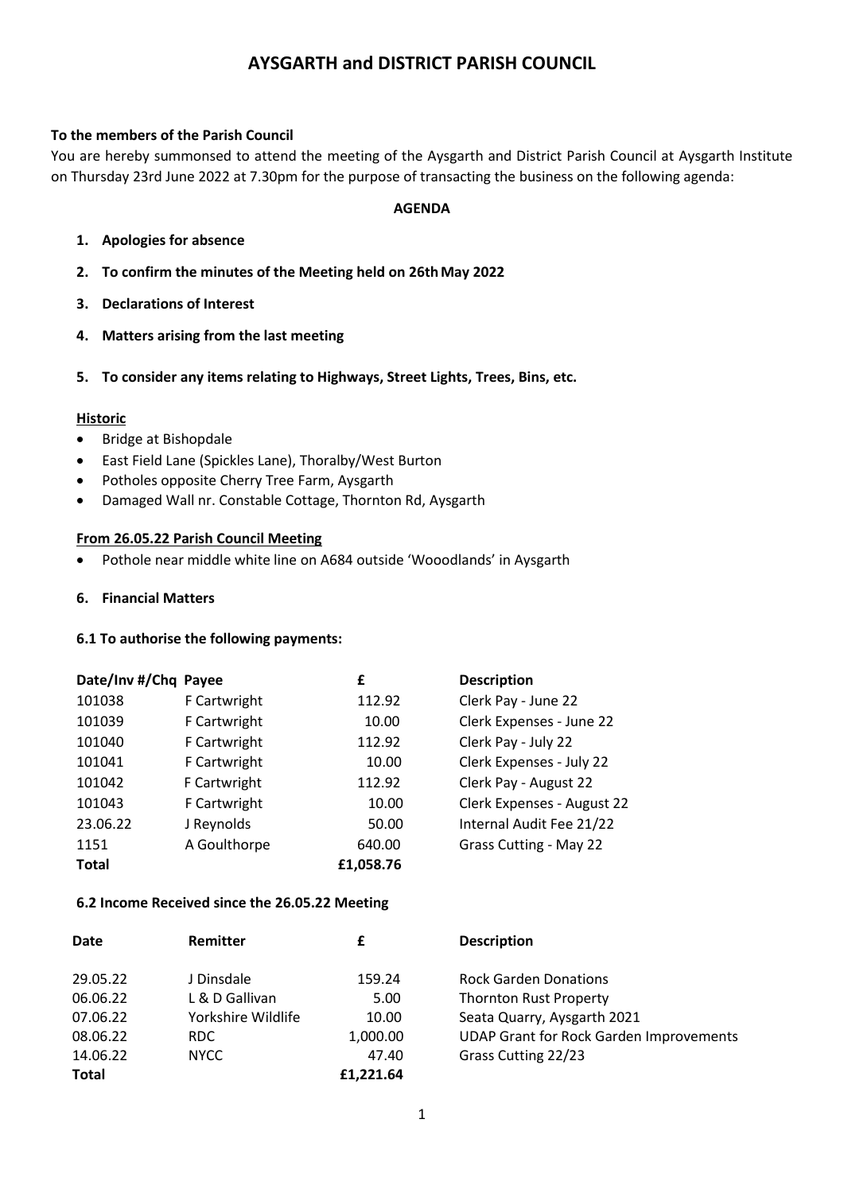# AYSGARTH and DISTRICT PARISH COUNCIL

**To the members of the Parish Council**

You are hereby summonsed to attend the meeting of the Aysgarth and District Parish Council at Aysgarth Institute on Thursday 23rd June 2022 at 7.30pm for the purpose of transacting the business on the following agenda:

**AGENDA**

1. **Apologies for absence**
2. **To confirm the minutes of the Meeting held on 26th May 2022**
3. **Declarations of Interest**
4. **Matters arising from the last meeting**
5. **To consider any items relating to Highways, Street Lights, Trees, Bins, etc.**

**Historic**

- Bridge at Bishopdale
- East Field Lane (Spickles Lane), Thoralby/West Burton
- Potholes opposite Cherry Tree Farm, Aysgarth
- Damaged Wall nr. Constable Cottage, Thornton Rd, Aysgarth

**From 26.05.22 Parish Council Meeting**

- Pothole near middle white line on A684 outside 'Wooodlands' in Aysgarth

6. **Financial Matters**

**6.1 To authorise the following payments:**

| Date/Inv #/Chq | Payee | £ | Description |
|---|---|---|---|
| 101038 | F Cartwright | 112.92 | Clerk Pay - June 22 |
| 101039 | F Cartwright | 10.00 | Clerk Expenses - June 22 |
| 101040 | F Cartwright | 112.92 | Clerk Pay - July 22 |
| 101041 | F Cartwright | 10.00 | Clerk Expenses - July 22 |
| 101042 | F Cartwright | 112.92 | Clerk Pay - August 22 |
| 101043 | F Cartwright | 10.00 | Clerk Expenses - August 22 |
| 23.06.22 | J Reynolds | 50.00 | Internal Audit Fee 21/22 |
| 1151 | A Goulthorpe | 640.00 | Grass Cutting - May 22 |
| **Total** | | **£1,058.76** | |

**6.2 Income Received since the 26.05.22 Meeting**

| Date | Remitter | £ | Description |
|---|---|---|---|
| 29.05.22 | J Dinsdale | 159.24 | Rock Garden Donations |
| 06.06.22 | L & D Gallivan | 5.00 | Thornton Rust Property |
| 07.06.22 | Yorkshire Wildlife | 10.00 | Seata Quarry, Aysgarth 2021 |
| 08.06.22 | RDC | 1,000.00 | UDAP Grant for Rock Garden Improvements |
| 14.06.22 | NYCC | 47.40 | Grass Cutting 22/23 |
| **Total** | | **£1,221.64** | |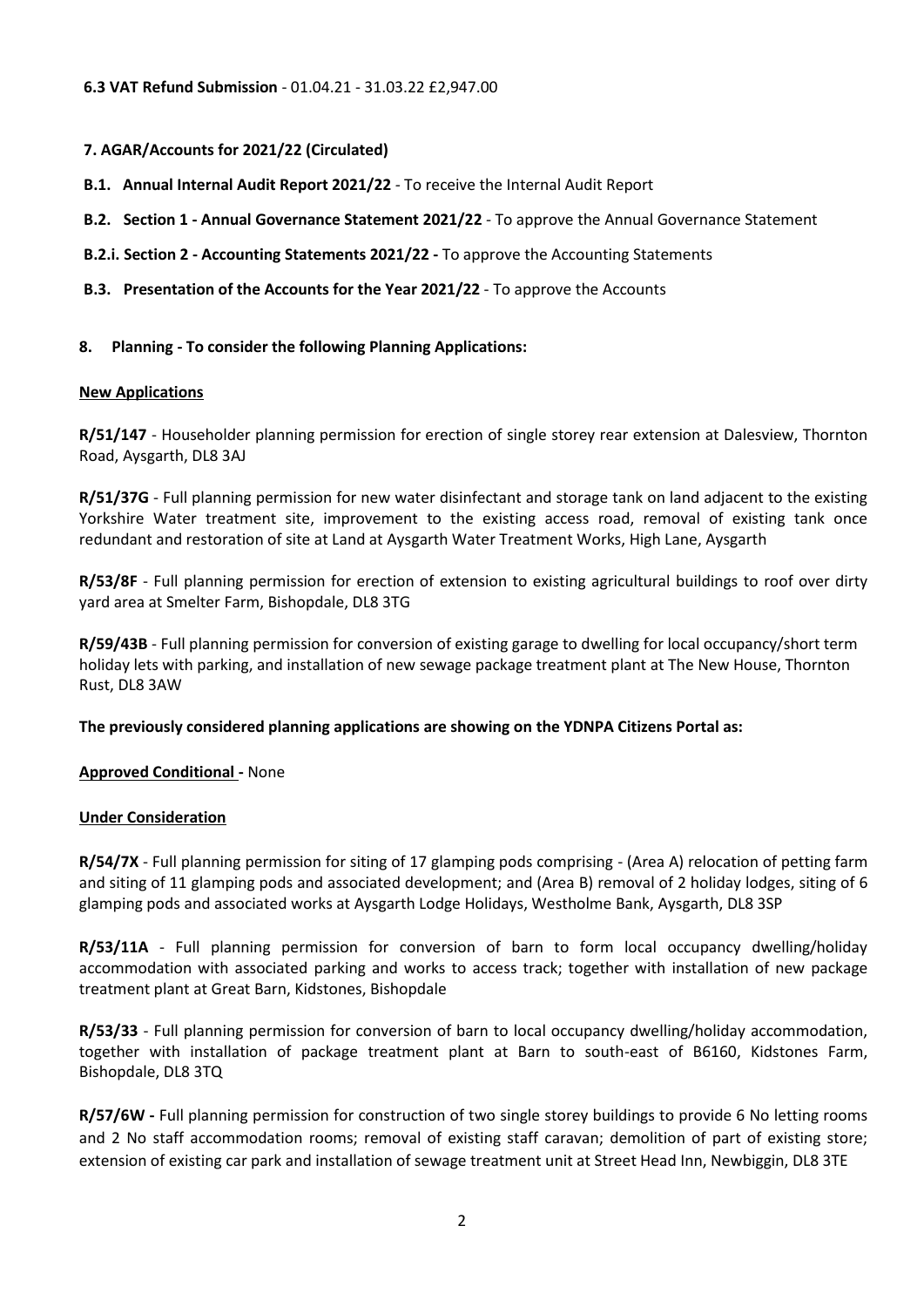**6.3 VAT Refund Submission** - 01.04.21 - 31.03.22 £2,947.00

**7. AGAR/Accounts for 2021/22 (Circulated)**

**B.1. Annual Internal Audit Report 2021/22** - To receive the Internal Audit Report

**B.2. Section 1 - Annual Governance Statement 2021/22** - To approve the Annual Governance Statement

**B.2.i. Section 2 - Accounting Statements 2021/22 -** To approve the Accounting Statements

**B.3. Presentation of the Accounts for the Year 2021/22** - To approve the Accounts

**8. Planning - To consider the following Planning Applications:**

**New Applications**

**R/51/147** - Householder planning permission for erection of single storey rear extension at Dalesview, Thornton Road, Aysgarth, DL8 3AJ

**R/51/37G** - Full planning permission for new water disinfectant and storage tank on land adjacent to the existing Yorkshire Water treatment site, improvement to the existing access road, removal of existing tank once redundant and restoration of site at Land at Aysgarth Water Treatment Works, High Lane, Aysgarth

**R/53/8F** - Full planning permission for erection of extension to existing agricultural buildings to roof over dirty yard area at Smelter Farm, Bishopdale, DL8 3TG

**R/59/43B** - Full planning permission for conversion of existing garage to dwelling for local occupancy/short term holiday lets with parking, and installation of new sewage package treatment plant at The New House, Thornton Rust, DL8 3AW

**The previously considered planning applications are showing on the YDNPA Citizens Portal as:**

**Approved Conditional -** None

**Under Consideration**

**R/54/7X** - Full planning permission for siting of 17 glamping pods comprising - (Area A) relocation of petting farm and siting of 11 glamping pods and associated development; and (Area B) removal of 2 holiday lodges, siting of 6 glamping pods and associated works at Aysgarth Lodge Holidays, Westholme Bank, Aysgarth, DL8 3SP

**R/53/11A** - Full planning permission for conversion of barn to form local occupancy dwelling/holiday accommodation with associated parking and works to access track; together with installation of new package treatment plant at Great Barn, Kidstones, Bishopdale

**R/53/33** - Full planning permission for conversion of barn to local occupancy dwelling/holiday accommodation, together with installation of package treatment plant at Barn to south-east of B6160, Kidstones Farm, Bishopdale, DL8 3TQ

**R/57/6W -** Full planning permission for construction of two single storey buildings to provide 6 No letting rooms and 2 No staff accommodation rooms; removal of existing staff caravan; demolition of part of existing store; extension of existing car park and installation of sewage treatment unit at Street Head Inn, Newbiggin, DL8 3TE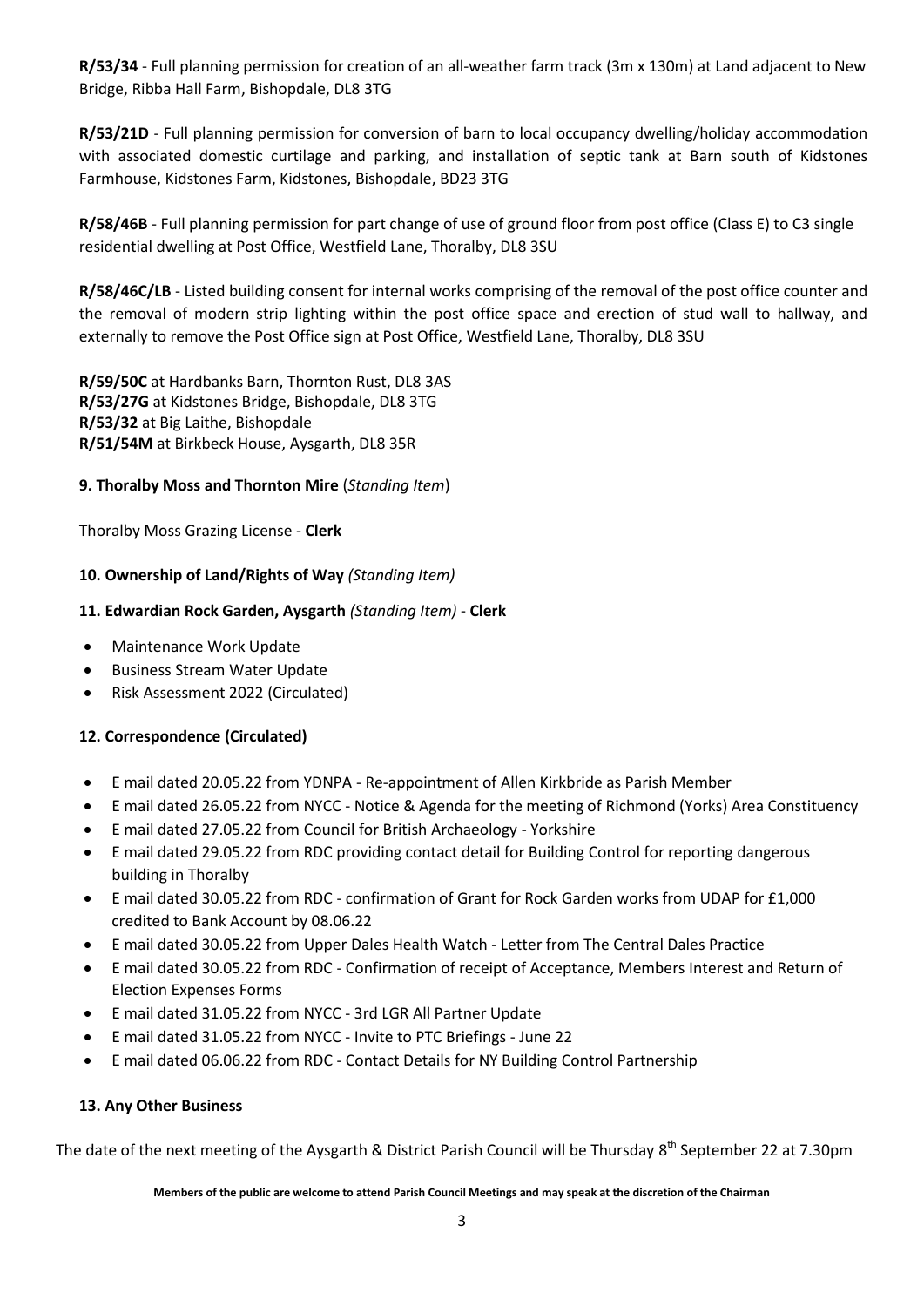**R/53/34** - Full planning permission for creation of an all-weather farm track (3m x 130m) at Land adjacent to New Bridge, Ribba Hall Farm, Bishopdale, DL8 3TG

**R/53/21D** - Full planning permission for conversion of barn to local occupancy dwelling/holiday accommodation with associated domestic curtilage and parking, and installation of septic tank at Barn south of Kidstones Farmhouse, Kidstones Farm, Kidstones, Bishopdale, BD23 3TG

**R/58/46B** - Full planning permission for part change of use of ground floor from post office (Class E) to C3 single residential dwelling at Post Office, Westfield Lane, Thoralby, DL8 3SU

**R/58/46C/LB** - Listed building consent for internal works comprising of the removal of the post office counter and the removal of modern strip lighting within the post office space and erection of stud wall to hallway, and externally to remove the Post Office sign at Post Office, Westfield Lane, Thoralby, DL8 3SU

**R/59/50C** at Hardbanks Barn, Thornton Rust, DL8 3AS
**R/53/27G** at Kidstones Bridge, Bishopdale, DL8 3TG
**R/53/32** at Big Laithe, Bishopdale
**R/51/54M** at Birkbeck House, Aysgarth, DL8 35R

**9. Thoralby Moss and Thornton Mire** (*Standing Item*)

Thoralby Moss Grazing License - **Clerk**

**10. Ownership of Land/Rights of Way** *(Standing Item)*

**11. Edwardian Rock Garden, Aysgarth** *(Standing Item)* - **Clerk**

- Maintenance Work Update
- Business Stream Water Update
- Risk Assessment 2022 (Circulated)

**12. Correspondence (Circulated)**

- E mail dated 20.05.22 from YDNPA - Re-appointment of Allen Kirkbride as Parish Member
- E mail dated 26.05.22 from NYCC - Notice & Agenda for the meeting of Richmond (Yorks) Area Constituency
- E mail dated 27.05.22 from Council for British Archaeology - Yorkshire
- E mail dated 29.05.22 from RDC providing contact detail for Building Control for reporting dangerous building in Thoralby
- E mail dated 30.05.22 from RDC - confirmation of Grant for Rock Garden works from UDAP for £1,000 credited to Bank Account by 08.06.22
- E mail dated 30.05.22 from Upper Dales Health Watch - Letter from The Central Dales Practice
- E mail dated 30.05.22 from RDC - Confirmation of receipt of Acceptance, Members Interest and Return of Election Expenses Forms
- E mail dated 31.05.22 from NYCC - 3rd LGR All Partner Update
- E mail dated 31.05.22 from NYCC - Invite to PTC Briefings - June 22
- E mail dated 06.06.22 from RDC - Contact Details for NY Building Control Partnership

**13. Any Other Business**

The date of the next meeting of the Aysgarth & District Parish Council will be Thursday 8th September 22 at 7.30pm

**Members of the public are welcome to attend Parish Council Meetings and may speak at the discretion of the Chairman**